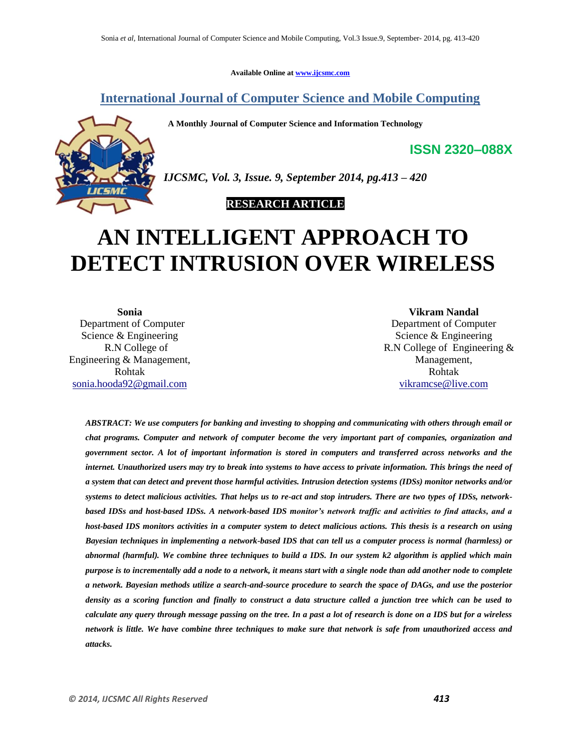Available Online at www.ijcsmc.com

**International Journal of Computer Science and Mobile Computing**

**A Monthly Journal of Computer Science and Information Technology**

**ISSN 2320–088X**

***IJCSMC, Vol. 3, Issue. 9, September 2014, pg.413 – 420***

**RESEARCH ARTICLE**

# AN INTELLIGENT APPROACH TO DETECT INTRUSION OVER WIRELESS

**Sonia**
Department of Computer Science & Engineering
R.N College of Engineering & Management, Rohtak
sonia.hooda92@gmail.com

**Vikram Nandal**
Department of Computer Science & Engineering
R.N College of Engineering & Management, Rohtak
vikramcse@live.com

***ABSTRACT: We use computers for banking and investing to shopping and communicating with others through email or chat programs. Computer and network of computer become the very important part of companies, organization and government sector. A lot of important information is stored in computers and transferred across networks and the internet. Unauthorized users may try to break into systems to have access to private information. This brings the need of a system that can detect and prevent those harmful activities. Intrusion detection systems (IDSs) monitor networks and/or systems to detect malicious activities. That helps us to re-act and stop intruders. There are two types of IDSs, network-based IDSs and host-based IDSs. A network-based IDS monitor's network traffic and activities to find attacks, and a host-based IDS monitors activities in a computer system to detect malicious actions. This thesis is a research on using Bayesian techniques in implementing a network-based IDS that can tell us a computer process is normal (harmless) or abnormal (harmful). We combine three techniques to build a IDS. In our system k2 algorithm is applied which main purpose is to incrementally add a node to a network, it means start with a single node than add another node to complete a network. Bayesian methods utilize a search-and-source procedure to search the space of DAGs, and use the posterior density as a scoring function and finally to construct a data structure called a junction tree which can be used to calculate any query through message passing on the tree. In a past a lot of research is done on a IDS but for a wireless network is little. We have combine three techniques to make sure that network is safe from unauthorized access and attacks.***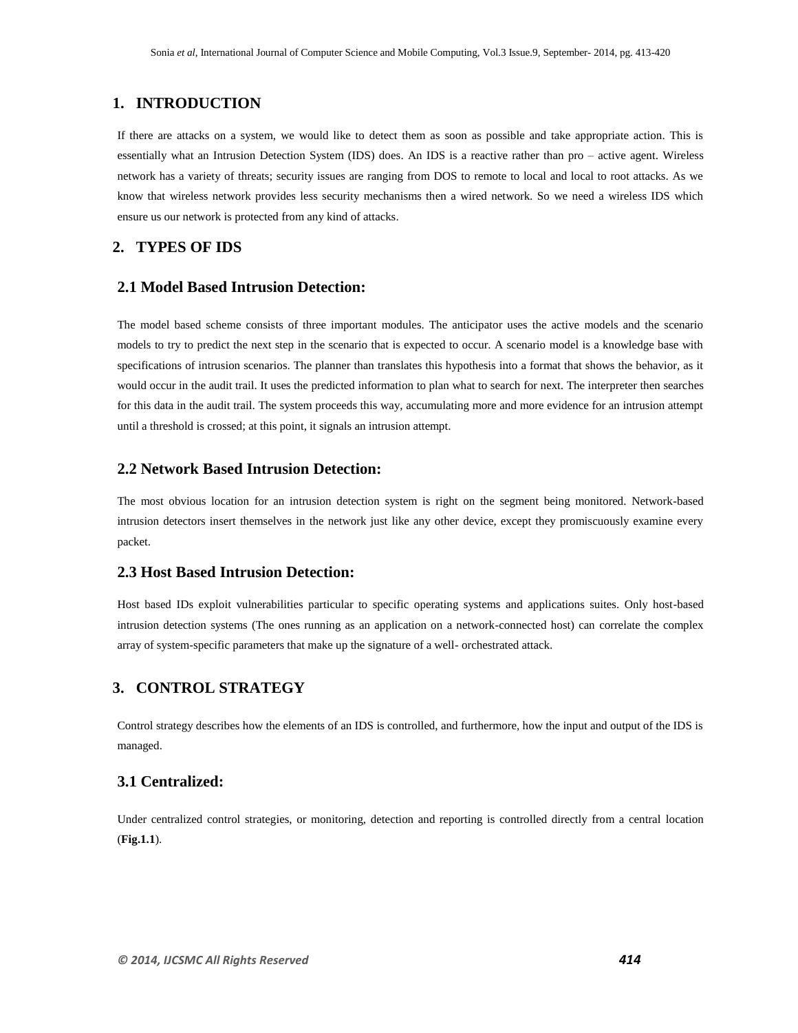## 1. INTRODUCTION

If there are attacks on a system, we would like to detect them as soon as possible and take appropriate action. This is essentially what an Intrusion Detection System (IDS) does. An IDS is a reactive rather than pro – active agent. Wireless network has a variety of threats; security issues are ranging from DOS to remote to local and local to root attacks. As we know that wireless network provides less security mechanisms then a wired network. So we need a wireless IDS which ensure us our network is protected from any kind of attacks.

## 2. TYPES OF IDS

### 2.1 Model Based Intrusion Detection:

The model based scheme consists of three important modules. The anticipator uses the active models and the scenario models to try to predict the next step in the scenario that is expected to occur. A scenario model is a knowledge base with specifications of intrusion scenarios. The planner than translates this hypothesis into a format that shows the behavior, as it would occur in the audit trail. It uses the predicted information to plan what to search for next. The interpreter then searches for this data in the audit trail. The system proceeds this way, accumulating more and more evidence for an intrusion attempt until a threshold is crossed; at this point, it signals an intrusion attempt.

### 2.2 Network Based Intrusion Detection:

The most obvious location for an intrusion detection system is right on the segment being monitored. Network-based intrusion detectors insert themselves in the network just like any other device, except they promiscuously examine every packet.

### 2.3 Host Based Intrusion Detection:

Host based IDs exploit vulnerabilities particular to specific operating systems and applications suites. Only host-based intrusion detection systems (The ones running as an application on a network-connected host) can correlate the complex array of system-specific parameters that make up the signature of a well- orchestrated attack.

## 3. CONTROL STRATEGY

Control strategy describes how the elements of an IDS is controlled, and furthermore, how the input and output of the IDS is managed.

### 3.1 Centralized:

Under centralized control strategies, or monitoring, detection and reporting is controlled directly from a central location (**Fig.1.1**).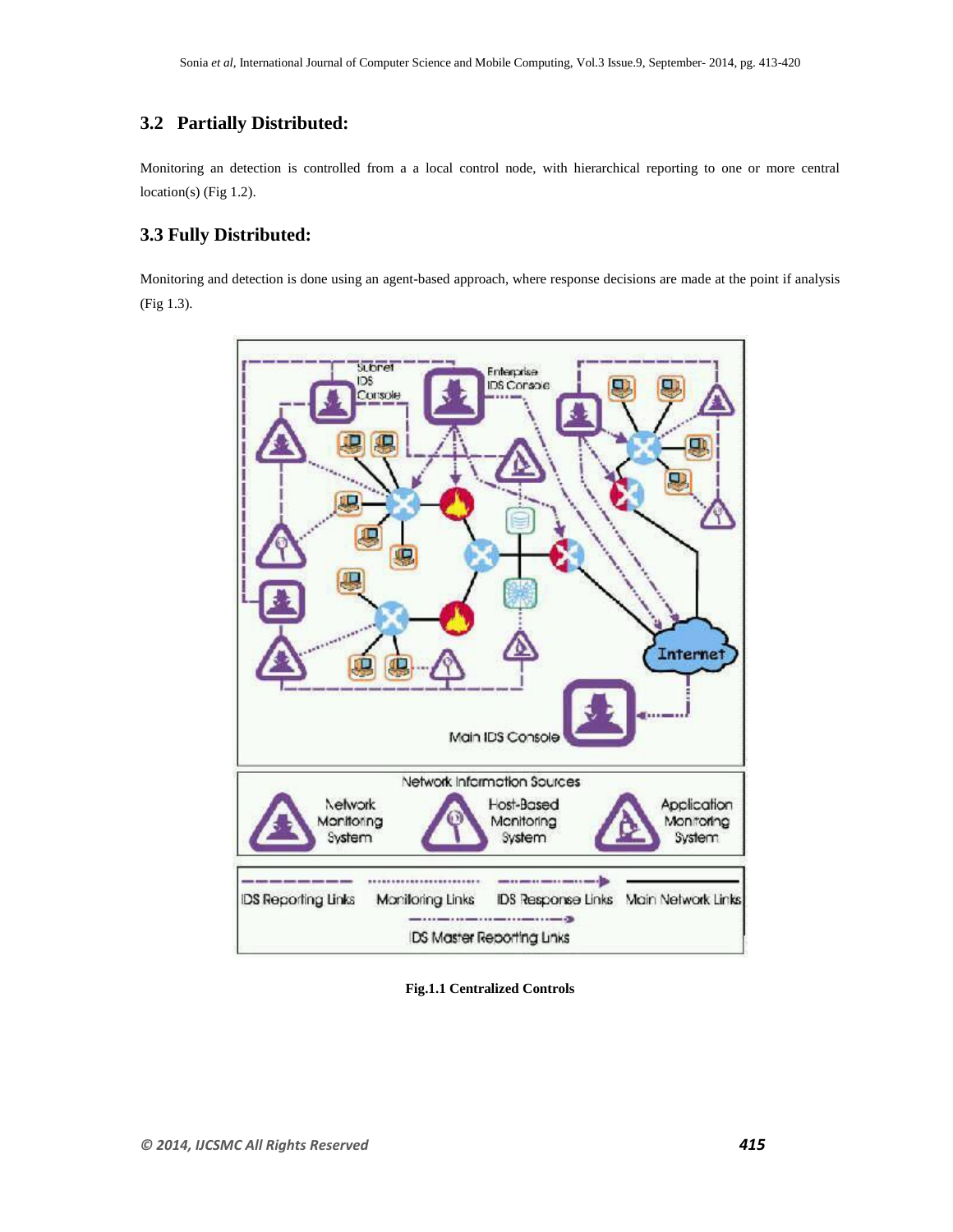## 3.2 Partially Distributed:

Monitoring an detection is controlled from a a local control node, with hierarchical reporting to one or more central location(s) (Fig 1.2).

## 3.3 Fully Distributed:

Monitoring and detection is done using an agent-based approach, where response decisions are made at the point if analysis (Fig 1.3).

**Fig.1.1 Centralized Controls**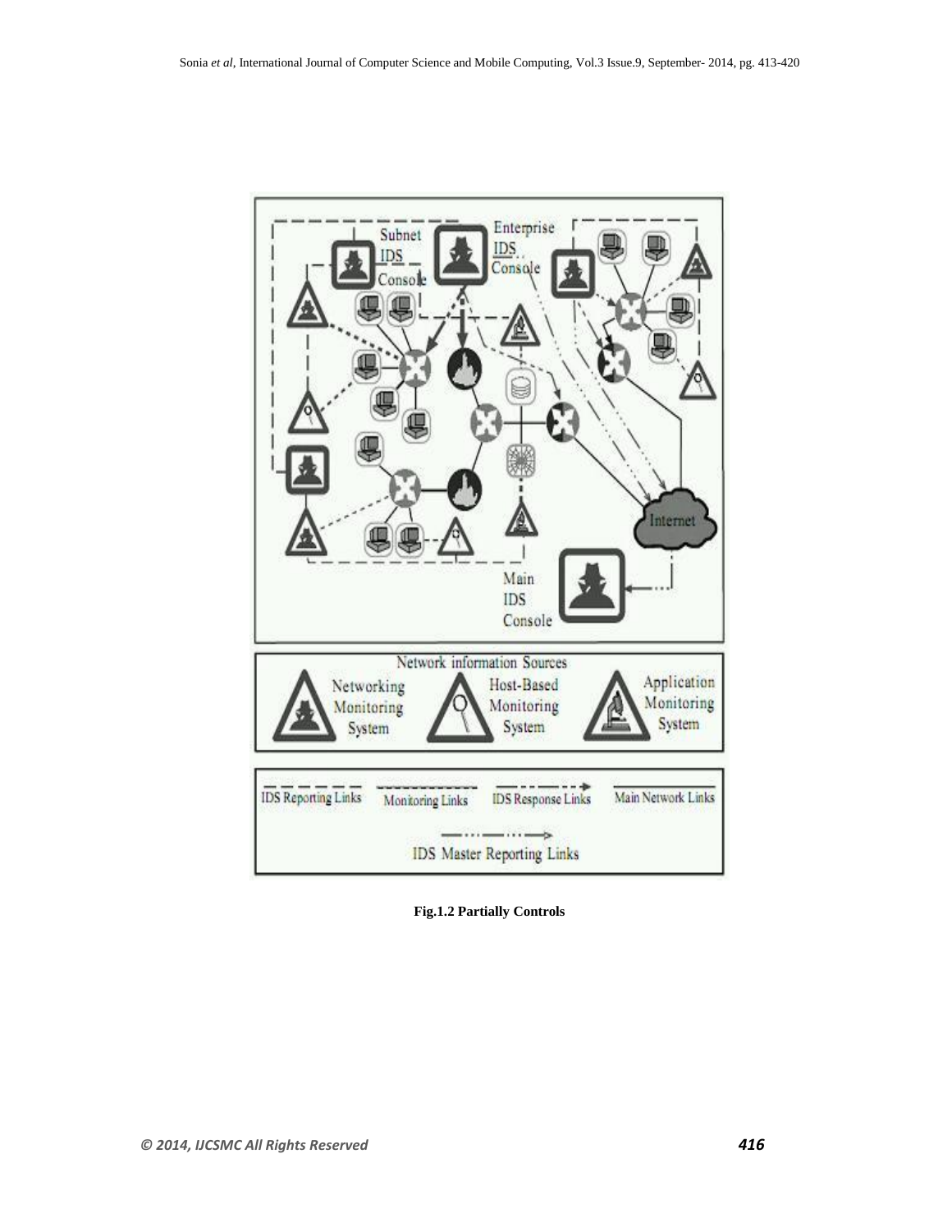**Fig.1.2 Partially Controls**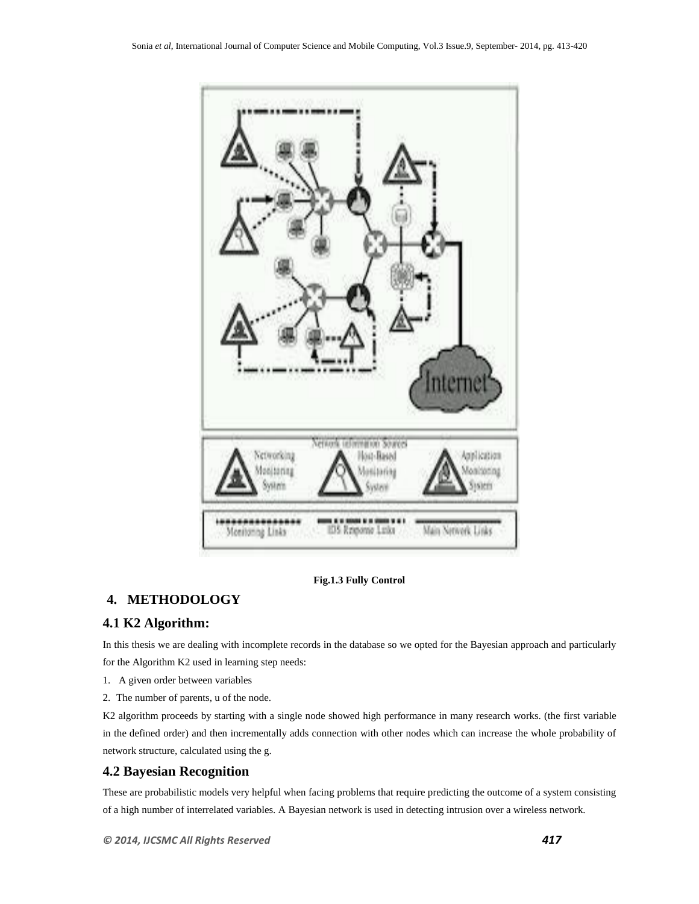Fig.1.3 Fully Control

## 4. METHODOLOGY

### 4.1 K2 Algorithm:

In this thesis we are dealing with incomplete records in the database so we opted for the Bayesian approach and particularly for the Algorithm K2 used in learning step needs:

1. A given order between variables
2. The number of parents, u of the node.

K2 algorithm proceeds by starting with a single node showed high performance in many research works. (the first variable in the defined order) and then incrementally adds connection with other nodes which can increase the whole probability of network structure, calculated using the g.

### 4.2 Bayesian Recognition

These are probabilistic models very helpful when facing problems that require predicting the outcome of a system consisting of a high number of interrelated variables. A Bayesian network is used in detecting intrusion over a wireless network.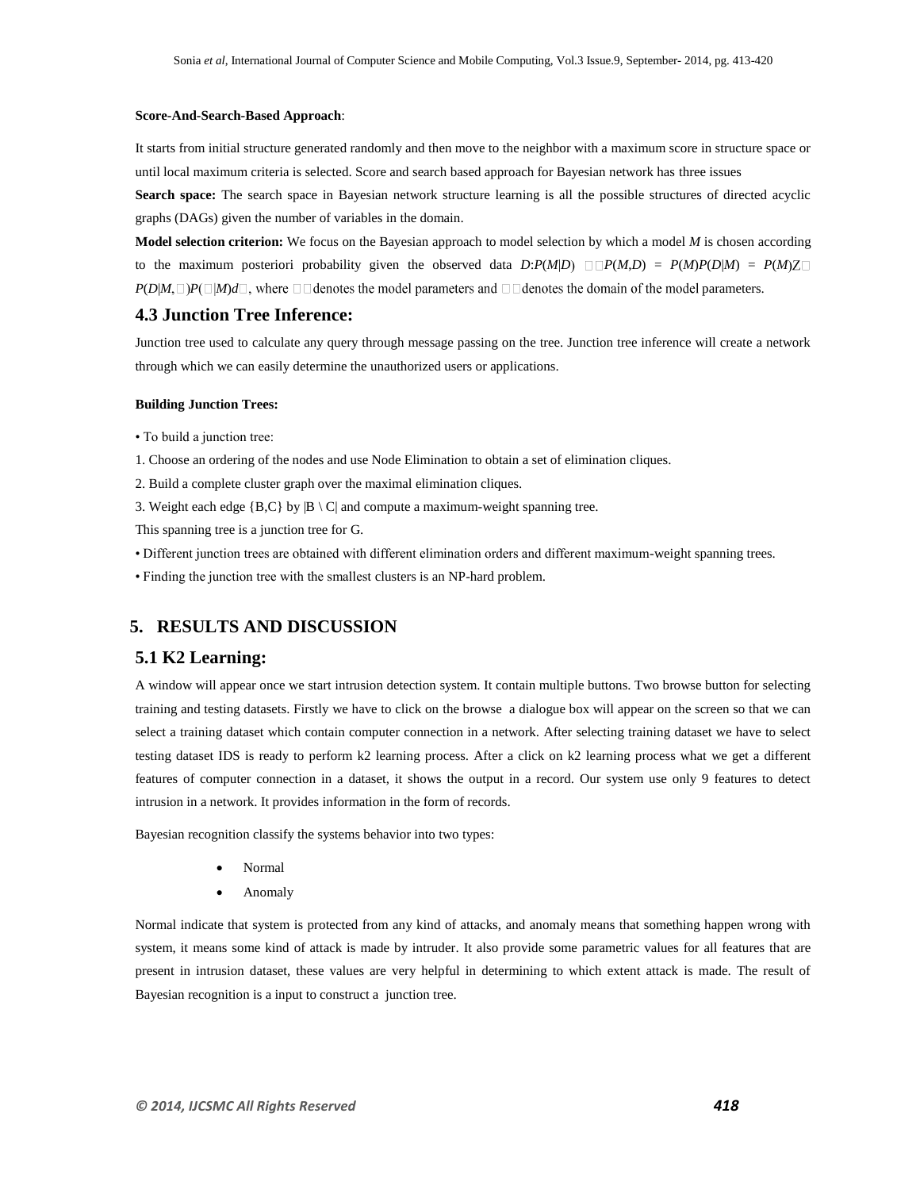**Score-And-Search-Based Approach**:

It starts from initial structure generated randomly and then move to the neighbor with a maximum score in structure space or until local maximum criteria is selected. Score and search based approach for Bayesian network has three issues

**Search space:** The search space in Bayesian network structure learning is all the possible structures of directed acyclic graphs (DAGs) given the number of variables in the domain.

**Model selection criterion:** We focus on the Bayesian approach to model selection by which a model $M$ is chosen according to the maximum posteriori probability given the observed data $D$: $P(M|D) \propto P(M,D) = P(M)P(D|M) = P(M)\int P(D|M,\theta)P(\theta|M)d\theta$, where $\theta$ denotes the model parameters and $\Theta$ denotes the domain of the model parameters.

## 4.3 Junction Tree Inference:

Junction tree used to calculate any query through message passing on the tree. Junction tree inference will create a network through which we can easily determine the unauthorized users or applications.

**Building Junction Trees:**

- To build a junction tree:

1. Choose an ordering of the nodes and use Node Elimination to obtain a set of elimination cliques.
2. Build a complete cluster graph over the maximal elimination cliques.
3. Weight each edge {B,C} by |B \ C| and compute a maximum-weight spanning tree.

This spanning tree is a junction tree for G.

- Different junction trees are obtained with different elimination orders and different maximum-weight spanning trees.
- Finding the junction tree with the smallest clusters is an NP-hard problem.

# 5. RESULTS AND DISCUSSION

## 5.1 K2 Learning:

A window will appear once we start intrusion detection system. It contain multiple buttons. Two browse button for selecting training and testing datasets. Firstly we have to click on the browse a dialogue box will appear on the screen so that we can select a training dataset which contain computer connection in a network. After selecting training dataset we have to select testing dataset IDS is ready to perform k2 learning process. After a click on k2 learning process what we get a different features of computer connection in a dataset, it shows the output in a record. Our system use only 9 features to detect intrusion in a network. It provides information in the form of records.

Bayesian recognition classify the systems behavior into two types:

- Normal
- Anomaly

Normal indicate that system is protected from any kind of attacks, and anomaly means that something happen wrong with system, it means some kind of attack is made by intruder. It also provide some parametric values for all features that are present in intrusion dataset, these values are very helpful in determining to which extent attack is made. The result of Bayesian recognition is a input to construct a junction tree.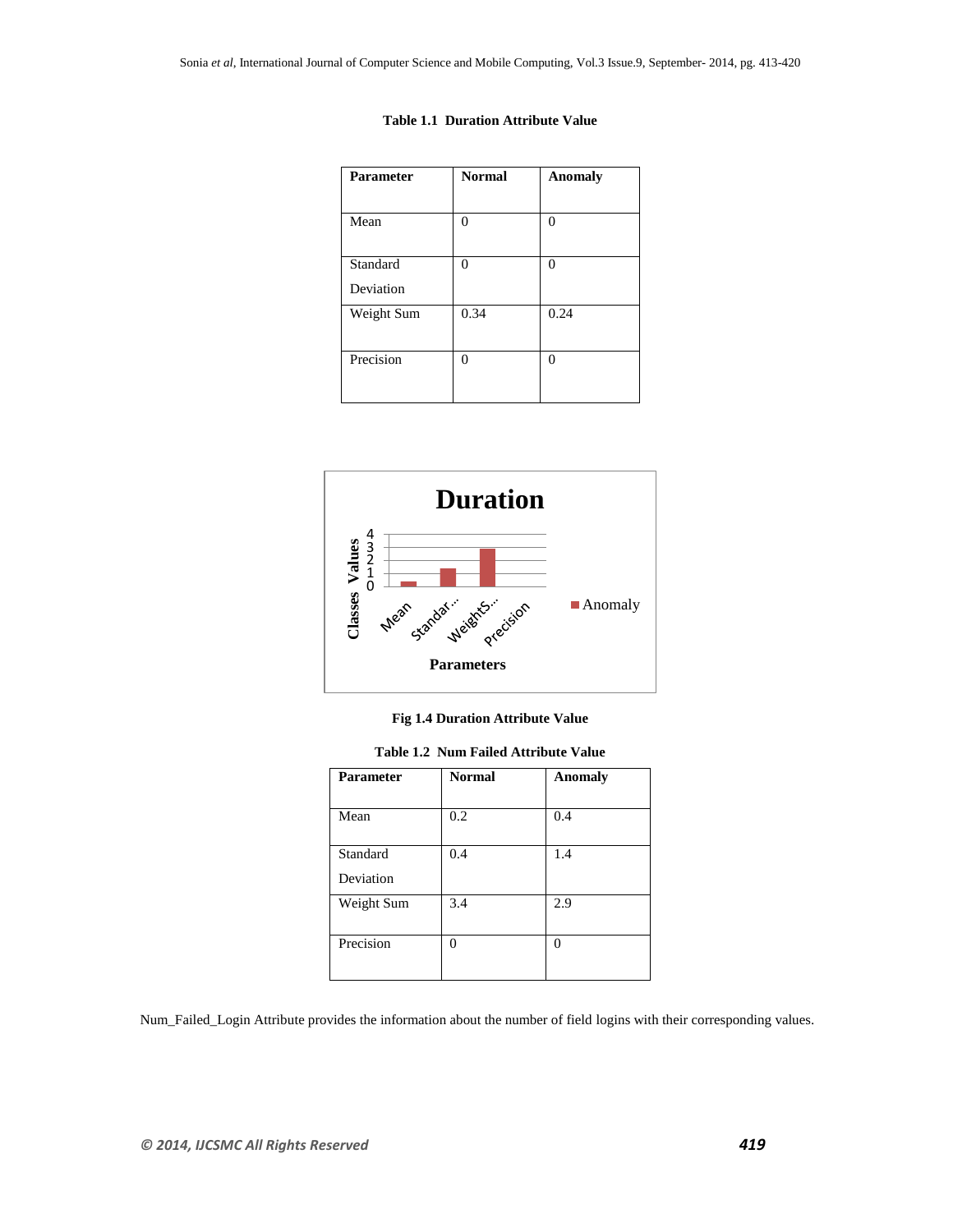**Table 1.1 Duration Attribute Value**

| Parameter | Normal | Anomaly |
|---|---|---|
| Mean | 0 | 0 |
| Standard Deviation | 0 | 0 |
| Weight Sum | 0.34 | 0.24 |
| Precision | 0 | 0 |

**Fig 1.4 Duration Attribute Value**

**Table 1.2 Num Failed Attribute Value**

| Parameter | Normal | Anomaly |
|---|---|---|
| Mean | 0.2 | 0.4 |
| Standard Deviation | 0.4 | 1.4 |
| Weight Sum | 3.4 | 2.9 |
| Precision | 0 | 0 |

Num_Failed_Login Attribute provides the information about the number of field logins with their corresponding values.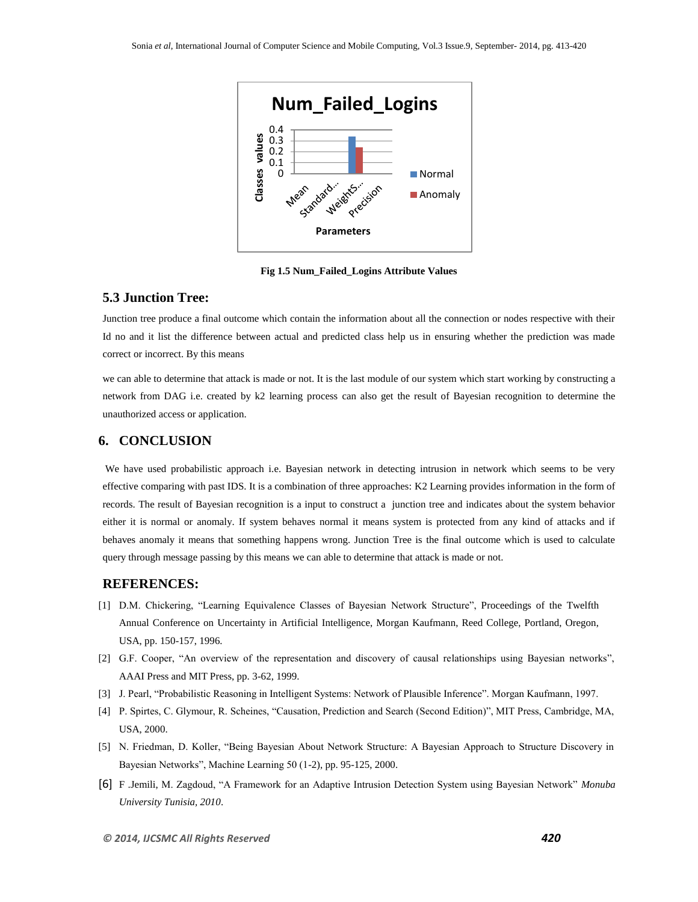Num_Failed_Logins

0.4
0.3
0.2
0.1
0

Classes values

Mean
Standard...
WeightS...
Precision

Parameters

Normal
Anomaly

**Fig 1.5 Num_Failed_Logins Attribute Values**

### 5.3 Junction Tree:

Junction tree produce a final outcome which contain the information about all the connection or nodes respective with their Id no and it list the difference between actual and predicted class help us in ensuring whether the prediction was made correct or incorrect. By this means

we can able to determine that attack is made or not. It is the last module of our system which start working by constructing a network from DAG i.e. created by k2 learning process can also get the result of Bayesian recognition to determine the unauthorized access or application.

## 6. CONCLUSION

We have used probabilistic approach i.e. Bayesian network in detecting intrusion in network which seems to be very effective comparing with past IDS. It is a combination of three approaches: K2 Learning provides information in the form of records. The result of Bayesian recognition is a input to construct a junction tree and indicates about the system behavior either it is normal or anomaly. If system behaves normal it means system is protected from any kind of attacks and if behaves anomaly it means that something happens wrong. Junction Tree is the final outcome which is used to calculate query through message passing by this means we can able to determine that attack is made or not.

## REFERENCES:

[1] D.M. Chickering, "Learning Equivalence Classes of Bayesian Network Structure", Proceedings of the Twelfth Annual Conference on Uncertainty in Artificial Intelligence, Morgan Kaufmann, Reed College, Portland, Oregon, USA, pp. 150-157, 1996.

[2] G.F. Cooper, "An overview of the representation and discovery of causal relationships using Bayesian networks", AAAI Press and MIT Press, pp. 3-62, 1999.

[3] J. Pearl, "Probabilistic Reasoning in Intelligent Systems: Network of Plausible Inference". Morgan Kaufmann, 1997.

[4] P. Spirtes, C. Glymour, R. Scheines, "Causation, Prediction and Search (Second Edition)", MIT Press, Cambridge, MA, USA, 2000.

[5] N. Friedman, D. Koller, "Being Bayesian About Network Structure: A Bayesian Approach to Structure Discovery in Bayesian Networks", Machine Learning 50 (1-2), pp. 95-125, 2000.

[6] F .Jemili, M. Zagdoud, "A Framework for an Adaptive Intrusion Detection System using Bayesian Network" *Monuba University Tunisia, 2010*.